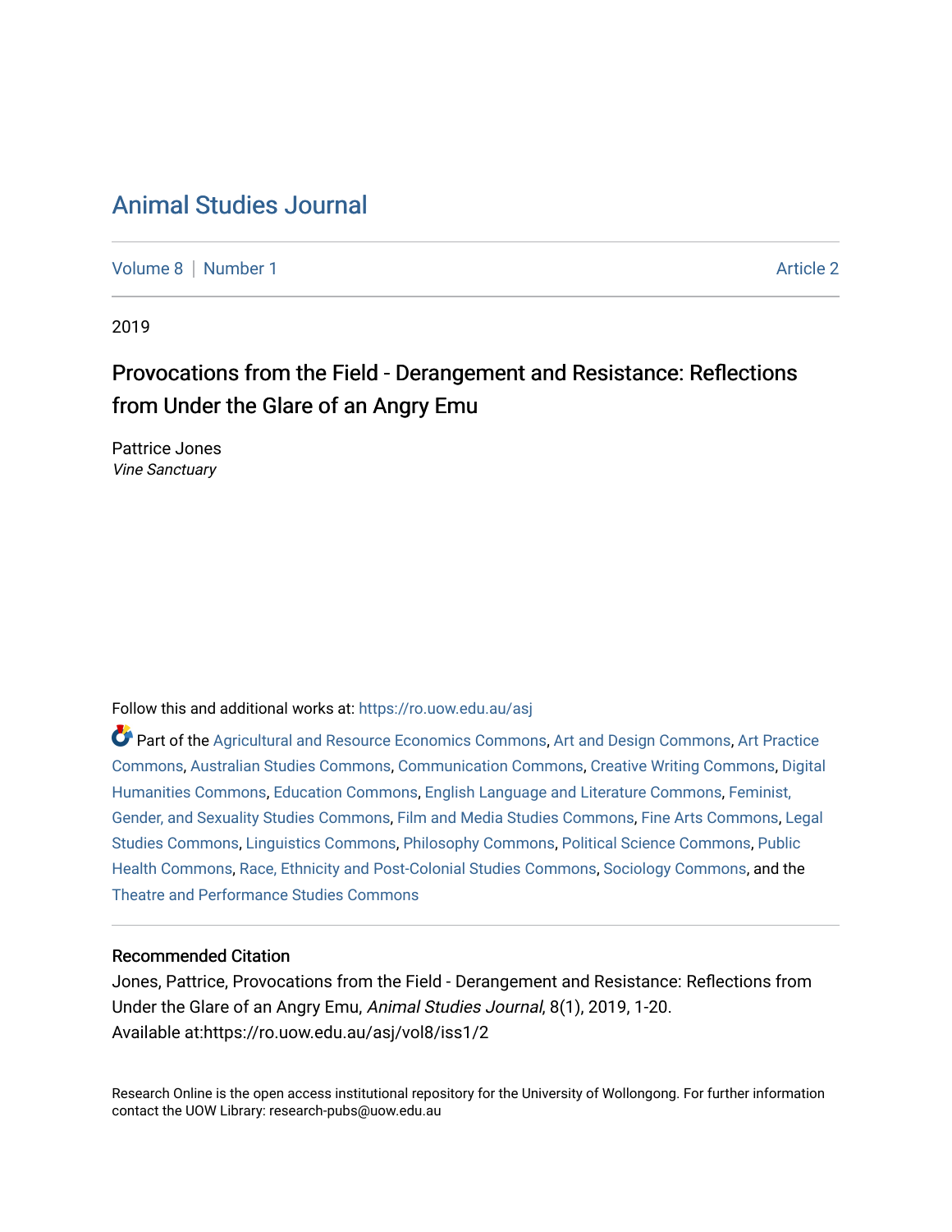# Animal Studies Journal

Volume 8 | Number 1 Article 2

2019

## Provocations from the Field - Derangement and Resistance: Reflections from Under the Glare of an Angry Emu

Pattrice Jones
*Vine Sanctuary*

Follow this and additional works at: https://ro.uow.edu.au/asj

Part of the Agricultural and Resource Economics Commons, Art and Design Commons, Art Practice Commons, Australian Studies Commons, Communication Commons, Creative Writing Commons, Digital Humanities Commons, Education Commons, English Language and Literature Commons, Feminist, Gender, and Sexuality Studies Commons, Film and Media Studies Commons, Fine Arts Commons, Legal Studies Commons, Linguistics Commons, Philosophy Commons, Political Science Commons, Public Health Commons, Race, Ethnicity and Post-Colonial Studies Commons, Sociology Commons, and the Theatre and Performance Studies Commons

### Recommended Citation

Jones, Pattrice, Provocations from the Field - Derangement and Resistance: Reflections from Under the Glare of an Angry Emu, *Animal Studies Journal*, 8(1), 2019, 1-20.
Available at:https://ro.uow.edu.au/asj/vol8/iss1/2

Research Online is the open access institutional repository for the University of Wollongong. For further information contact the UOW Library: research-pubs@uow.edu.au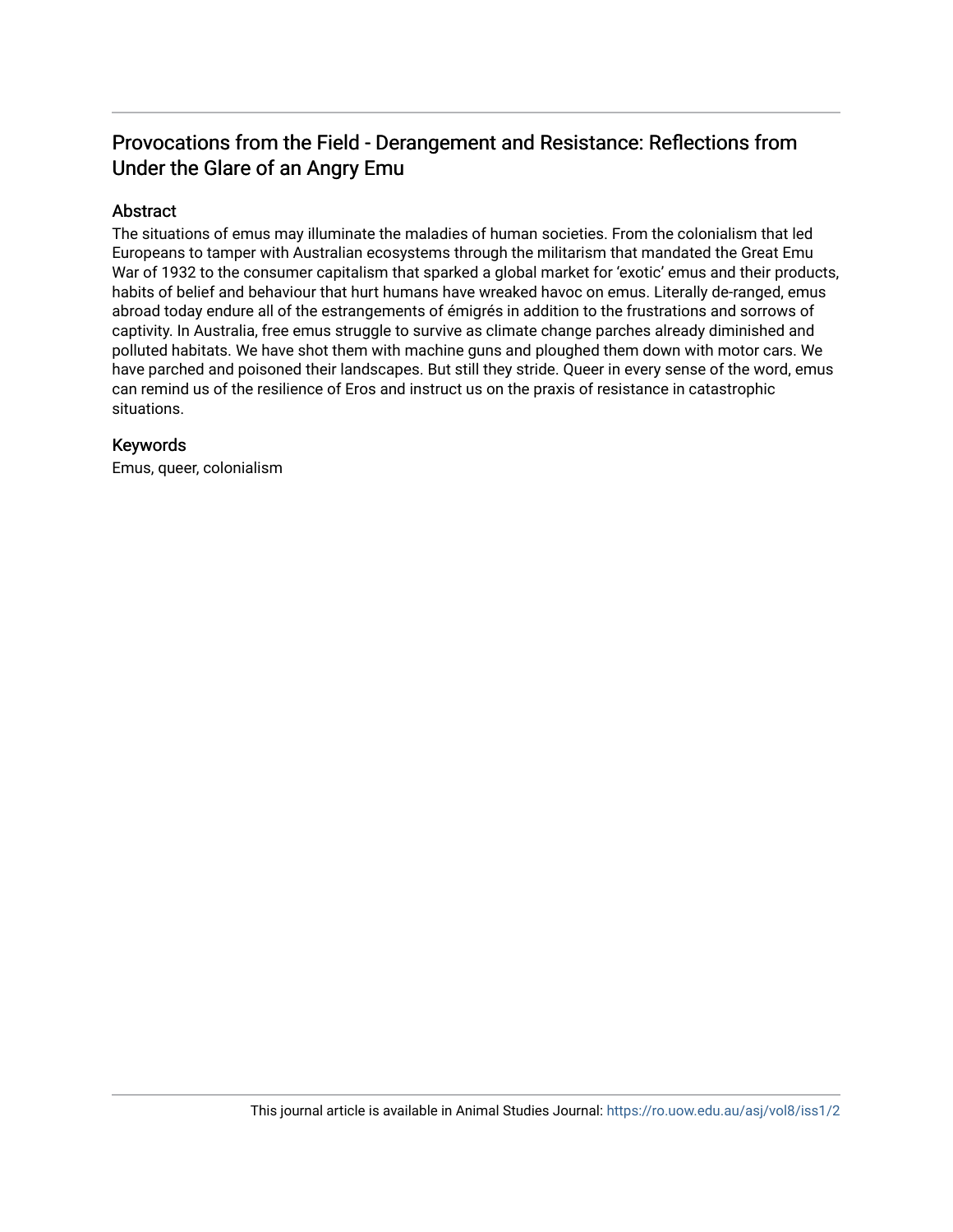# Provocations from the Field - Derangement and Resistance: Reflections from Under the Glare of an Angry Emu

## Abstract

The situations of emus may illuminate the maladies of human societies. From the colonialism that led Europeans to tamper with Australian ecosystems through the militarism that mandated the Great Emu War of 1932 to the consumer capitalism that sparked a global market for 'exotic' emus and their products, habits of belief and behaviour that hurt humans have wreaked havoc on emus. Literally de-ranged, emus abroad today endure all of the estrangements of émigrés in addition to the frustrations and sorrows of captivity. In Australia, free emus struggle to survive as climate change parches already diminished and polluted habitats. We have shot them with machine guns and ploughed them down with motor cars. We have parched and poisoned their landscapes. But still they stride. Queer in every sense of the word, emus can remind us of the resilience of Eros and instruct us on the praxis of resistance in catastrophic situations.

## Keywords

Emus, queer, colonialism

This journal article is available in Animal Studies Journal: https://ro.uow.edu.au/asj/vol8/iss1/2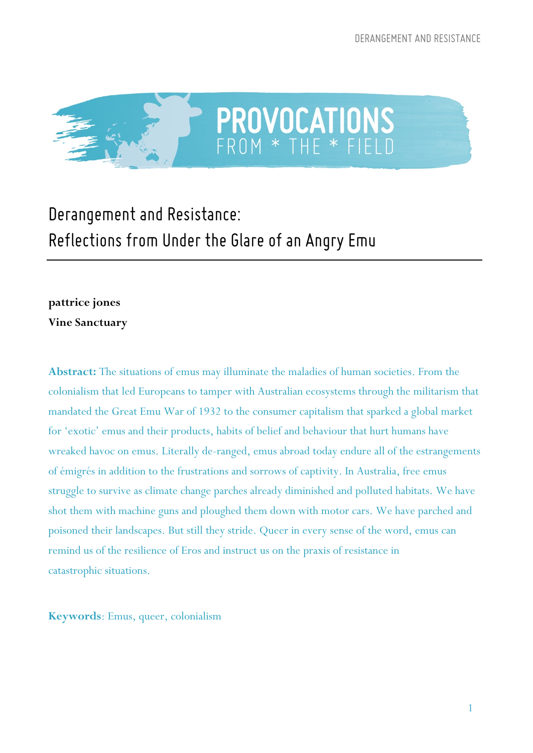# Derangement and Resistance: Reflections from Under the Glare of an Angry Emu

**pattrice jones**
**Vine Sanctuary**

**Abstract:** The situations of emus may illuminate the maladies of human societies. From the colonialism that led Europeans to tamper with Australian ecosystems through the militarism that mandated the Great Emu War of 1932 to the consumer capitalism that sparked a global market for 'exotic' emus and their products, habits of belief and behaviour that hurt humans have wreaked havoc on emus. Literally de-ranged, emus abroad today endure all of the estrangements of émigrés in addition to the frustrations and sorrows of captivity. In Australia, free emus struggle to survive as climate change parches already diminished and polluted habitats. We have shot them with machine guns and ploughed them down with motor cars. We have parched and poisoned their landscapes. But still they stride. Queer in every sense of the word, emus can remind us of the resilience of Eros and instruct us on the praxis of resistance in catastrophic situations.

**Keywords**: Emus, queer, colonialism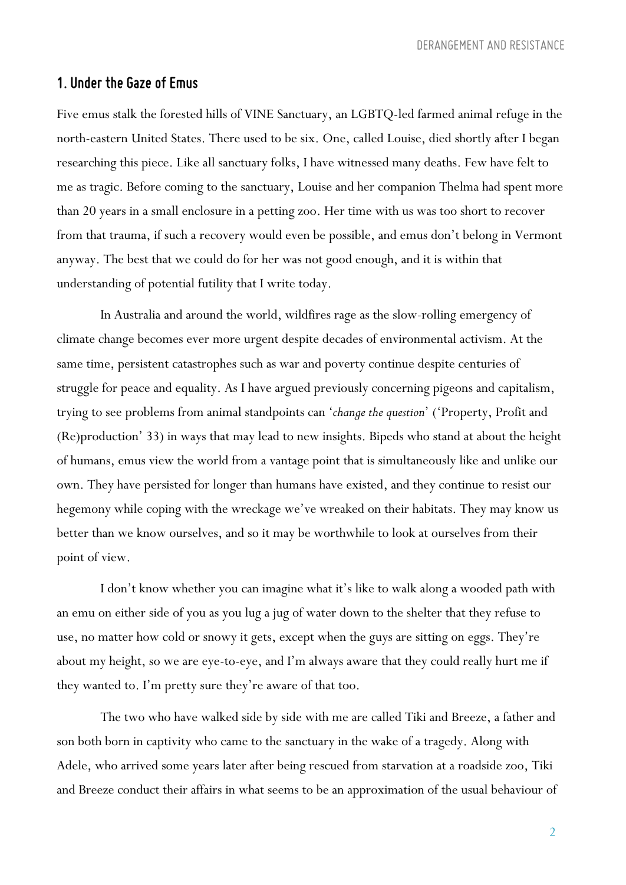## 1. Under the Gaze of Emus

Five emus stalk the forested hills of VINE Sanctuary, an LGBTQ-led farmed animal refuge in the north-eastern United States. There used to be six. One, called Louise, died shortly after I began researching this piece. Like all sanctuary folks, I have witnessed many deaths. Few have felt to me as tragic. Before coming to the sanctuary, Louise and her companion Thelma had spent more than 20 years in a small enclosure in a petting zoo. Her time with us was too short to recover from that trauma, if such a recovery would even be possible, and emus don't belong in Vermont anyway. The best that we could do for her was not good enough, and it is within that understanding of potential futility that I write today.

In Australia and around the world, wildfires rage as the slow-rolling emergency of climate change becomes ever more urgent despite decades of environmental activism. At the same time, persistent catastrophes such as war and poverty continue despite centuries of struggle for peace and equality. As I have argued previously concerning pigeons and capitalism, trying to see problems from animal standpoints can '*change the question*' ('Property, Profit and (Re)production' 33) in ways that may lead to new insights. Bipeds who stand at about the height of humans, emus view the world from a vantage point that is simultaneously like and unlike our own. They have persisted for longer than humans have existed, and they continue to resist our hegemony while coping with the wreckage we've wreaked on their habitats. They may know us better than we know ourselves, and so it may be worthwhile to look at ourselves from their point of view.

I don't know whether you can imagine what it's like to walk along a wooded path with an emu on either side of you as you lug a jug of water down to the shelter that they refuse to use, no matter how cold or snowy it gets, except when the guys are sitting on eggs. They're about my height, so we are eye-to-eye, and I'm always aware that they could really hurt me if they wanted to. I'm pretty sure they're aware of that too.

The two who have walked side by side with me are called Tiki and Breeze, a father and son both born in captivity who came to the sanctuary in the wake of a tragedy. Along with Adele, who arrived some years later after being rescued from starvation at a roadside zoo, Tiki and Breeze conduct their affairs in what seems to be an approximation of the usual behaviour of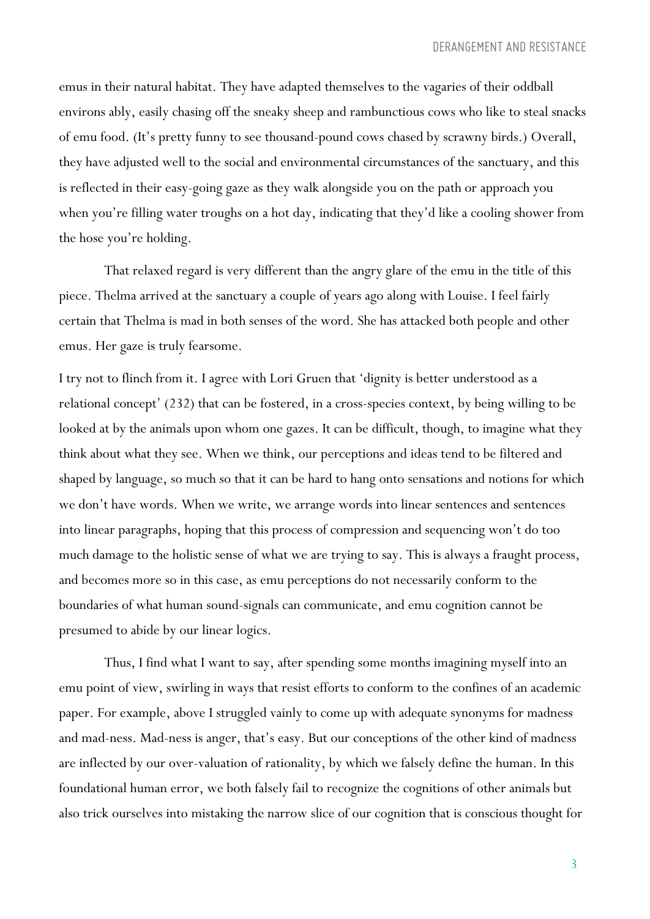emus in their natural habitat. They have adapted themselves to the vagaries of their oddball environs ably, easily chasing off the sneaky sheep and rambunctious cows who like to steal snacks of emu food. (It's pretty funny to see thousand-pound cows chased by scrawny birds.) Overall, they have adjusted well to the social and environmental circumstances of the sanctuary, and this is reflected in their easy-going gaze as they walk alongside you on the path or approach you when you're filling water troughs on a hot day, indicating that they'd like a cooling shower from the hose you're holding.

That relaxed regard is very different than the angry glare of the emu in the title of this piece. Thelma arrived at the sanctuary a couple of years ago along with Louise. I feel fairly certain that Thelma is mad in both senses of the word. She has attacked both people and other emus. Her gaze is truly fearsome.

I try not to flinch from it. I agree with Lori Gruen that 'dignity is better understood as a relational concept' (232) that can be fostered, in a cross-species context, by being willing to be looked at by the animals upon whom one gazes. It can be difficult, though, to imagine what they think about what they see. When we think, our perceptions and ideas tend to be filtered and shaped by language, so much so that it can be hard to hang onto sensations and notions for which we don't have words. When we write, we arrange words into linear sentences and sentences into linear paragraphs, hoping that this process of compression and sequencing won't do too much damage to the holistic sense of what we are trying to say. This is always a fraught process, and becomes more so in this case, as emu perceptions do not necessarily conform to the boundaries of what human sound-signals can communicate, and emu cognition cannot be presumed to abide by our linear logics.

Thus, I find what I want to say, after spending some months imagining myself into an emu point of view, swirling in ways that resist efforts to conform to the confines of an academic paper. For example, above I struggled vainly to come up with adequate synonyms for madness and mad-ness. Mad-ness is anger, that's easy. But our conceptions of the other kind of madness are inflected by our over-valuation of rationality, by which we falsely define the human. In this foundational human error, we both falsely fail to recognize the cognitions of other animals but also trick ourselves into mistaking the narrow slice of our cognition that is conscious thought for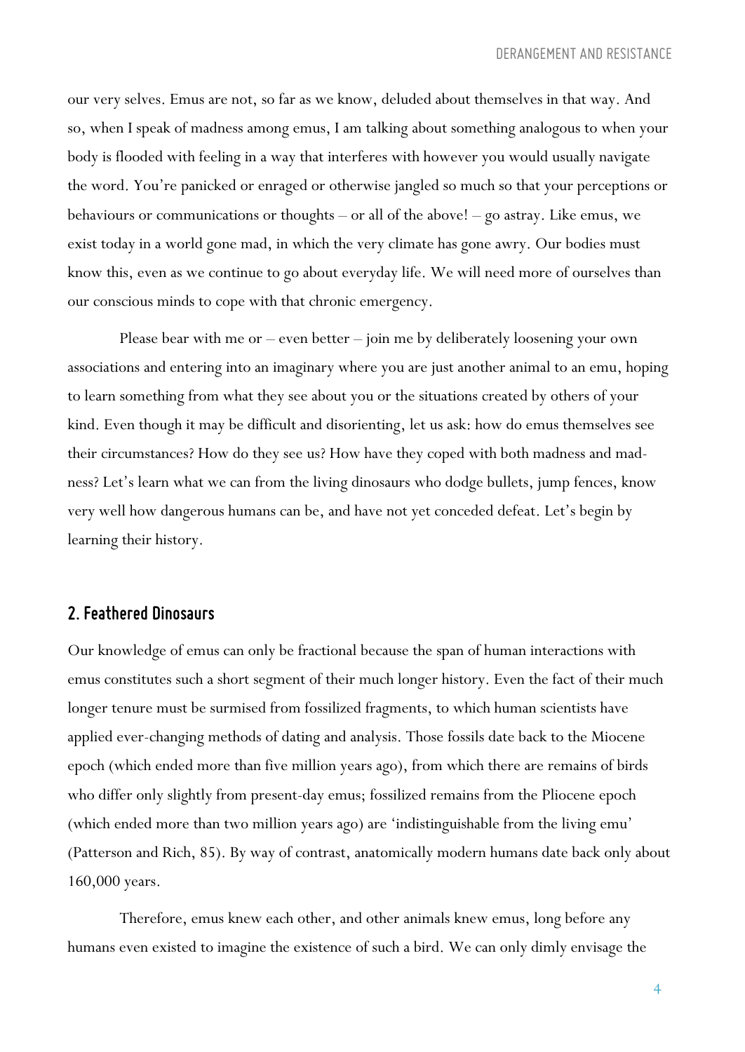our very selves. Emus are not, so far as we know, deluded about themselves in that way. And so, when I speak of madness among emus, I am talking about something analogous to when your body is flooded with feeling in a way that interferes with however you would usually navigate the word. You're panicked or enraged or otherwise jangled so much so that your perceptions or behaviours or communications or thoughts – or all of the above! – go astray. Like emus, we exist today in a world gone mad, in which the very climate has gone awry. Our bodies must know this, even as we continue to go about everyday life. We will need more of ourselves than our conscious minds to cope with that chronic emergency.

Please bear with me or – even better – join me by deliberately loosening your own associations and entering into an imaginary where you are just another animal to an emu, hoping to learn something from what they see about you or the situations created by others of your kind. Even though it may be difficult and disorienting, let us ask: how do emus themselves see their circumstances? How do they see us? How have they coped with both madness and mad-ness? Let's learn what we can from the living dinosaurs who dodge bullets, jump fences, know very well how dangerous humans can be, and have not yet conceded defeat. Let's begin by learning their history.

## 2. Feathered Dinosaurs

Our knowledge of emus can only be fractional because the span of human interactions with emus constitutes such a short segment of their much longer history. Even the fact of their much longer tenure must be surmised from fossilized fragments, to which human scientists have applied ever-changing methods of dating and analysis. Those fossils date back to the Miocene epoch (which ended more than five million years ago), from which there are remains of birds who differ only slightly from present-day emus; fossilized remains from the Pliocene epoch (which ended more than two million years ago) are 'indistinguishable from the living emu' (Patterson and Rich, 85). By way of contrast, anatomically modern humans date back only about 160,000 years.

Therefore, emus knew each other, and other animals knew emus, long before any humans even existed to imagine the existence of such a bird. We can only dimly envisage the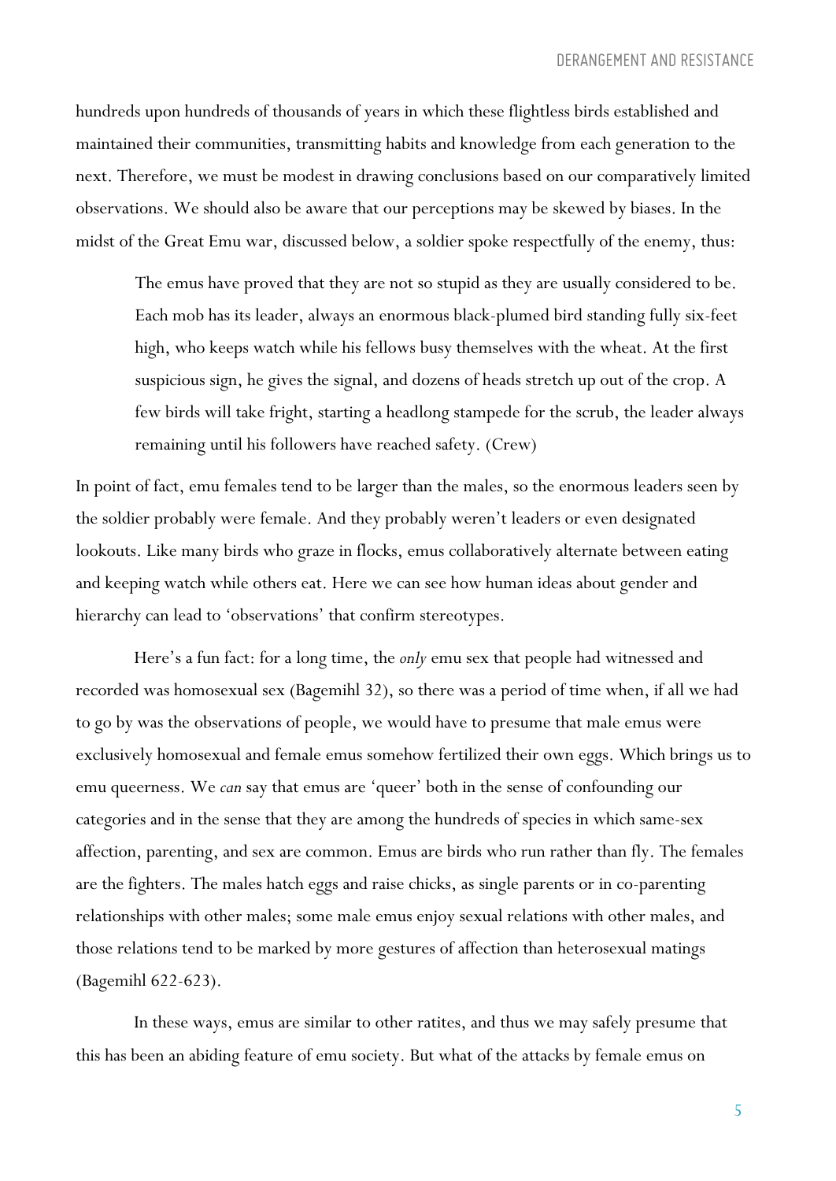hundreds upon hundreds of thousands of years in which these flightless birds established and maintained their communities, transmitting habits and knowledge from each generation to the next. Therefore, we must be modest in drawing conclusions based on our comparatively limited observations. We should also be aware that our perceptions may be skewed by biases. In the midst of the Great Emu war, discussed below, a soldier spoke respectfully of the enemy, thus:

> The emus have proved that they are not so stupid as they are usually considered to be. Each mob has its leader, always an enormous black-plumed bird standing fully six-feet high, who keeps watch while his fellows busy themselves with the wheat. At the first suspicious sign, he gives the signal, and dozens of heads stretch up out of the crop. A few birds will take fright, starting a headlong stampede for the scrub, the leader always remaining until his followers have reached safety. (Crew)

In point of fact, emu females tend to be larger than the males, so the enormous leaders seen by the soldier probably were female. And they probably weren't leaders or even designated lookouts. Like many birds who graze in flocks, emus collaboratively alternate between eating and keeping watch while others eat. Here we can see how human ideas about gender and hierarchy can lead to 'observations' that confirm stereotypes.

Here's a fun fact: for a long time, the *only* emu sex that people had witnessed and recorded was homosexual sex (Bagemihl 32), so there was a period of time when, if all we had to go by was the observations of people, we would have to presume that male emus were exclusively homosexual and female emus somehow fertilized their own eggs. Which brings us to emu queerness. We *can* say that emus are 'queer' both in the sense of confounding our categories and in the sense that they are among the hundreds of species in which same-sex affection, parenting, and sex are common. Emus are birds who run rather than fly. The females are the fighters. The males hatch eggs and raise chicks, as single parents or in co-parenting relationships with other males; some male emus enjoy sexual relations with other males, and those relations tend to be marked by more gestures of affection than heterosexual matings (Bagemihl 622-623).

In these ways, emus are similar to other ratites, and thus we may safely presume that this has been an abiding feature of emu society. But what of the attacks by female emus on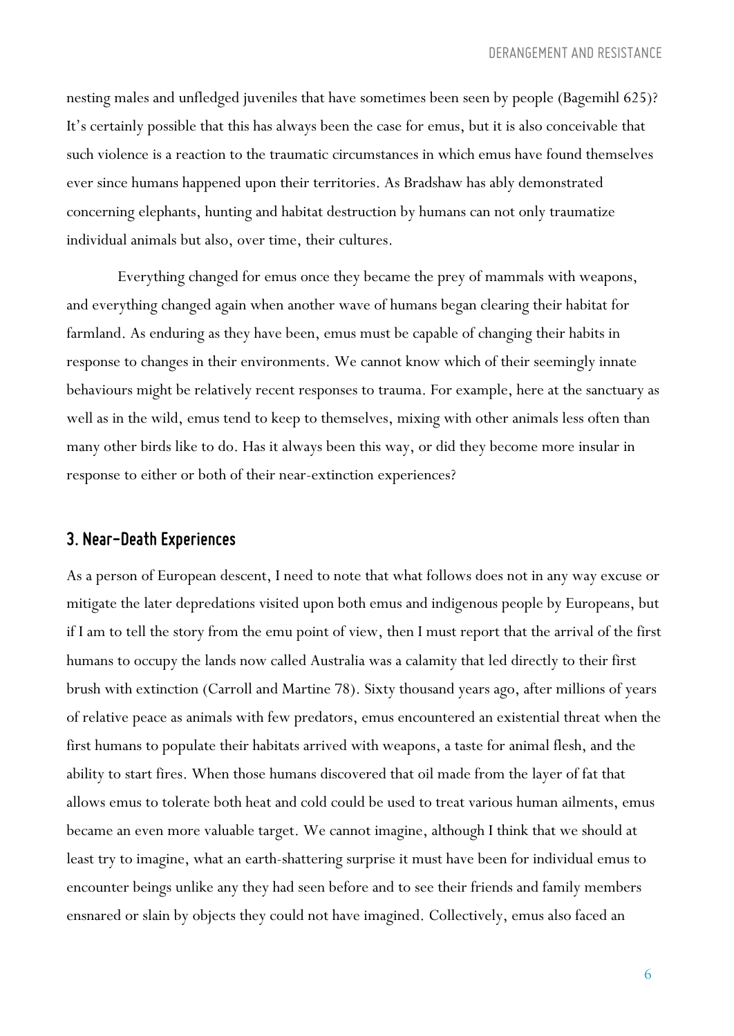nesting males and unfledged juveniles that have sometimes been seen by people (Bagemihl 625)? It's certainly possible that this has always been the case for emus, but it is also conceivable that such violence is a reaction to the traumatic circumstances in which emus have found themselves ever since humans happened upon their territories. As Bradshaw has ably demonstrated concerning elephants, hunting and habitat destruction by humans can not only traumatize individual animals but also, over time, their cultures.

Everything changed for emus once they became the prey of mammals with weapons, and everything changed again when another wave of humans began clearing their habitat for farmland. As enduring as they have been, emus must be capable of changing their habits in response to changes in their environments. We cannot know which of their seemingly innate behaviours might be relatively recent responses to trauma. For example, here at the sanctuary as well as in the wild, emus tend to keep to themselves, mixing with other animals less often than many other birds like to do. Has it always been this way, or did they become more insular in response to either or both of their near-extinction experiences?

## 3. Near-Death Experiences

As a person of European descent, I need to note that what follows does not in any way excuse or mitigate the later depredations visited upon both emus and indigenous people by Europeans, but if I am to tell the story from the emu point of view, then I must report that the arrival of the first humans to occupy the lands now called Australia was a calamity that led directly to their first brush with extinction (Carroll and Martine 78). Sixty thousand years ago, after millions of years of relative peace as animals with few predators, emus encountered an existential threat when the first humans to populate their habitats arrived with weapons, a taste for animal flesh, and the ability to start fires. When those humans discovered that oil made from the layer of fat that allows emus to tolerate both heat and cold could be used to treat various human ailments, emus became an even more valuable target. We cannot imagine, although I think that we should at least try to imagine, what an earth-shattering surprise it must have been for individual emus to encounter beings unlike any they had seen before and to see their friends and family members ensnared or slain by objects they could not have imagined. Collectively, emus also faced an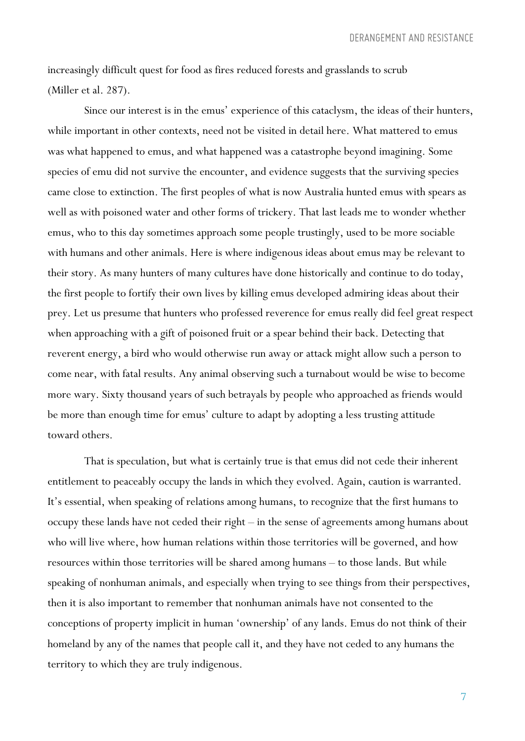increasingly difficult quest for food as fires reduced forests and grasslands to scrub (Miller et al. 287).

Since our interest is in the emus' experience of this cataclysm, the ideas of their hunters, while important in other contexts, need not be visited in detail here. What mattered to emus was what happened to emus, and what happened was a catastrophe beyond imagining. Some species of emu did not survive the encounter, and evidence suggests that the surviving species came close to extinction. The first peoples of what is now Australia hunted emus with spears as well as with poisoned water and other forms of trickery. That last leads me to wonder whether emus, who to this day sometimes approach some people trustingly, used to be more sociable with humans and other animals. Here is where indigenous ideas about emus may be relevant to their story. As many hunters of many cultures have done historically and continue to do today, the first people to fortify their own lives by killing emus developed admiring ideas about their prey. Let us presume that hunters who professed reverence for emus really did feel great respect when approaching with a gift of poisoned fruit or a spear behind their back. Detecting that reverent energy, a bird who would otherwise run away or attack might allow such a person to come near, with fatal results. Any animal observing such a turnabout would be wise to become more wary. Sixty thousand years of such betrayals by people who approached as friends would be more than enough time for emus' culture to adapt by adopting a less trusting attitude toward others.

That is speculation, but what is certainly true is that emus did not cede their inherent entitlement to peaceably occupy the lands in which they evolved. Again, caution is warranted. It's essential, when speaking of relations among humans, to recognize that the first humans to occupy these lands have not ceded their right – in the sense of agreements among humans about who will live where, how human relations within those territories will be governed, and how resources within those territories will be shared among humans – to those lands. But while speaking of nonhuman animals, and especially when trying to see things from their perspectives, then it is also important to remember that nonhuman animals have not consented to the conceptions of property implicit in human 'ownership' of any lands. Emus do not think of their homeland by any of the names that people call it, and they have not ceded to any humans the territory to which they are truly indigenous.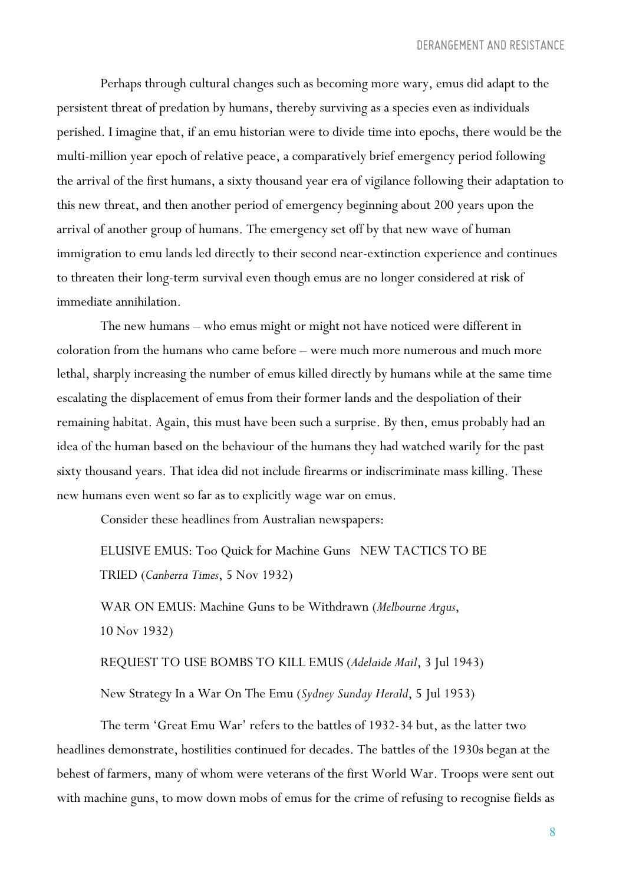Perhaps through cultural changes such as becoming more wary, emus did adapt to the persistent threat of predation by humans, thereby surviving as a species even as individuals perished. I imagine that, if an emu historian were to divide time into epochs, there would be the multi-million year epoch of relative peace, a comparatively brief emergency period following the arrival of the first humans, a sixty thousand year era of vigilance following their adaptation to this new threat, and then another period of emergency beginning about 200 years upon the arrival of another group of humans. The emergency set off by that new wave of human immigration to emu lands led directly to their second near-extinction experience and continues to threaten their long-term survival even though emus are no longer considered at risk of immediate annihilation.

The new humans – who emus might or might not have noticed were different in coloration from the humans who came before – were much more numerous and much more lethal, sharply increasing the number of emus killed directly by humans while at the same time escalating the displacement of emus from their former lands and the despoliation of their remaining habitat. Again, this must have been such a surprise. By then, emus probably had an idea of the human based on the behaviour of the humans they had watched warily for the past sixty thousand years. That idea did not include firearms or indiscriminate mass killing. These new humans even went so far as to explicitly wage war on emus.

Consider these headlines from Australian newspapers:

> ELUSIVE EMUS: Too Quick for Machine Guns NEW TACTICS TO BE TRIED (*Canberra Times*, 5 Nov 1932)
>
> WAR ON EMUS: Machine Guns to be Withdrawn (*Melbourne Argus*, 10 Nov 1932)
>
> REQUEST TO USE BOMBS TO KILL EMUS (*Adelaide Mail*, 3 Jul 1943)
>
> New Strategy In a War On The Emu (*Sydney Sunday Herald*, 5 Jul 1953)

The term 'Great Emu War' refers to the battles of 1932-34 but, as the latter two headlines demonstrate, hostilities continued for decades. The battles of the 1930s began at the behest of farmers, many of whom were veterans of the first World War. Troops were sent out with machine guns, to mow down mobs of emus for the crime of refusing to recognise fields as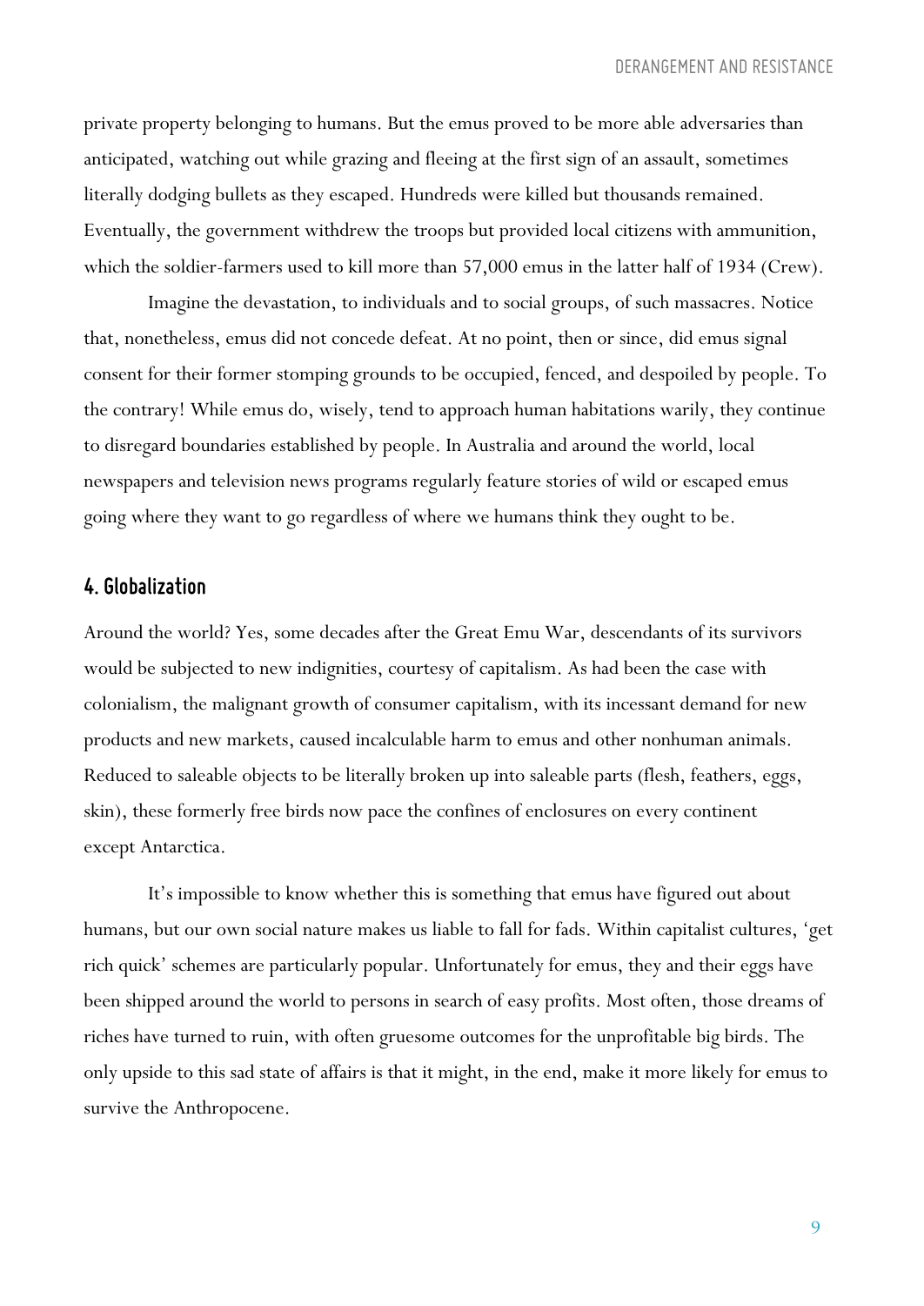private property belonging to humans. But the emus proved to be more able adversaries than anticipated, watching out while grazing and fleeing at the first sign of an assault, sometimes literally dodging bullets as they escaped. Hundreds were killed but thousands remained. Eventually, the government withdrew the troops but provided local citizens with ammunition, which the soldier-farmers used to kill more than 57,000 emus in the latter half of 1934 (Crew).

Imagine the devastation, to individuals and to social groups, of such massacres. Notice that, nonetheless, emus did not concede defeat. At no point, then or since, did emus signal consent for their former stomping grounds to be occupied, fenced, and despoiled by people. To the contrary! While emus do, wisely, tend to approach human habitations warily, they continue to disregard boundaries established by people. In Australia and around the world, local newspapers and television news programs regularly feature stories of wild or escaped emus going where they want to go regardless of where we humans think they ought to be.

## 4. Globalization

Around the world? Yes, some decades after the Great Emu War, descendants of its survivors would be subjected to new indignities, courtesy of capitalism. As had been the case with colonialism, the malignant growth of consumer capitalism, with its incessant demand for new products and new markets, caused incalculable harm to emus and other nonhuman animals. Reduced to saleable objects to be literally broken up into saleable parts (flesh, feathers, eggs, skin), these formerly free birds now pace the confines of enclosures on every continent except Antarctica.

It's impossible to know whether this is something that emus have figured out about humans, but our own social nature makes us liable to fall for fads. Within capitalist cultures, 'get rich quick' schemes are particularly popular. Unfortunately for emus, they and their eggs have been shipped around the world to persons in search of easy profits. Most often, those dreams of riches have turned to ruin, with often gruesome outcomes for the unprofitable big birds. The only upside to this sad state of affairs is that it might, in the end, make it more likely for emus to survive the Anthropocene.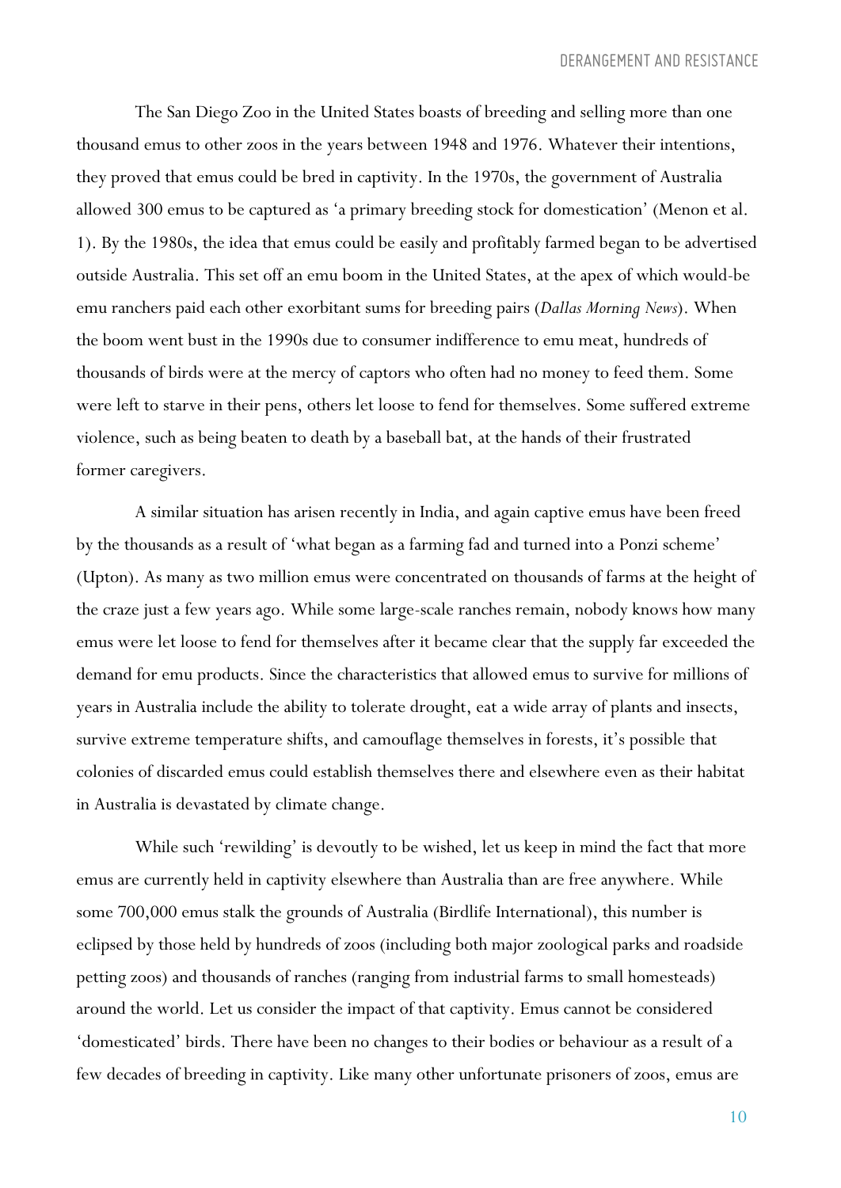The San Diego Zoo in the United States boasts of breeding and selling more than one thousand emus to other zoos in the years between 1948 and 1976. Whatever their intentions, they proved that emus could be bred in captivity. In the 1970s, the government of Australia allowed 300 emus to be captured as 'a primary breeding stock for domestication' (Menon et al. 1). By the 1980s, the idea that emus could be easily and profitably farmed began to be advertised outside Australia. This set off an emu boom in the United States, at the apex of which would-be emu ranchers paid each other exorbitant sums for breeding pairs (*Dallas Morning News*). When the boom went bust in the 1990s due to consumer indifference to emu meat, hundreds of thousands of birds were at the mercy of captors who often had no money to feed them. Some were left to starve in their pens, others let loose to fend for themselves. Some suffered extreme violence, such as being beaten to death by a baseball bat, at the hands of their frustrated former caregivers.

A similar situation has arisen recently in India, and again captive emus have been freed by the thousands as a result of 'what began as a farming fad and turned into a Ponzi scheme' (Upton). As many as two million emus were concentrated on thousands of farms at the height of the craze just a few years ago. While some large-scale ranches remain, nobody knows how many emus were let loose to fend for themselves after it became clear that the supply far exceeded the demand for emu products. Since the characteristics that allowed emus to survive for millions of years in Australia include the ability to tolerate drought, eat a wide array of plants and insects, survive extreme temperature shifts, and camouflage themselves in forests, it's possible that colonies of discarded emus could establish themselves there and elsewhere even as their habitat in Australia is devastated by climate change.

While such 'rewilding' is devoutly to be wished, let us keep in mind the fact that more emus are currently held in captivity elsewhere than Australia than are free anywhere. While some 700,000 emus stalk the grounds of Australia (Birdlife International), this number is eclipsed by those held by hundreds of zoos (including both major zoological parks and roadside petting zoos) and thousands of ranches (ranging from industrial farms to small homesteads) around the world. Let us consider the impact of that captivity. Emus cannot be considered 'domesticated' birds. There have been no changes to their bodies or behaviour as a result of a few decades of breeding in captivity. Like many other unfortunate prisoners of zoos, emus are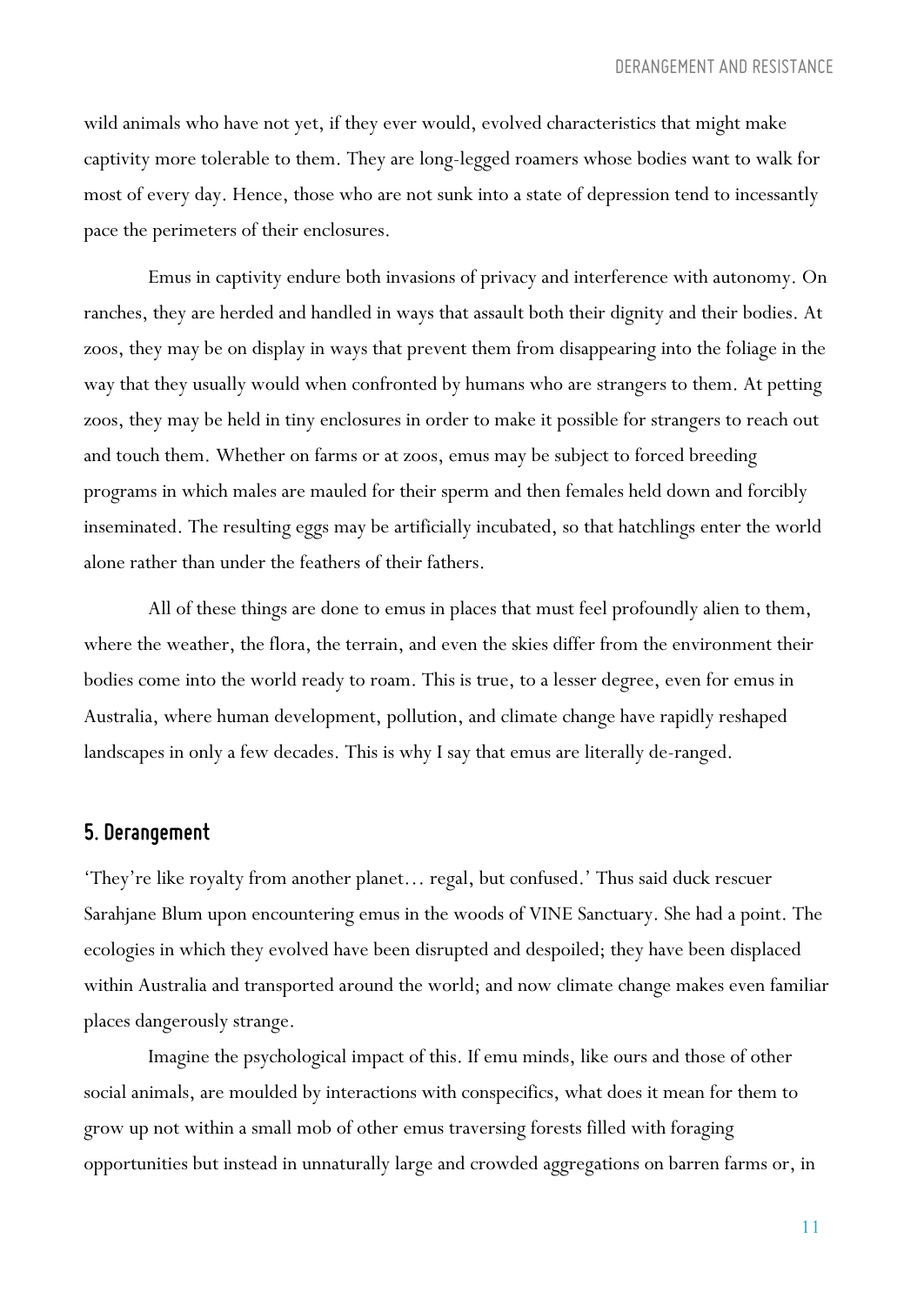wild animals who have not yet, if they ever would, evolved characteristics that might make captivity more tolerable to them. They are long-legged roamers whose bodies want to walk for most of every day. Hence, those who are not sunk into a state of depression tend to incessantly pace the perimeters of their enclosures.

Emus in captivity endure both invasions of privacy and interference with autonomy. On ranches, they are herded and handled in ways that assault both their dignity and their bodies. At zoos, they may be on display in ways that prevent them from disappearing into the foliage in the way that they usually would when confronted by humans who are strangers to them. At petting zoos, they may be held in tiny enclosures in order to make it possible for strangers to reach out and touch them. Whether on farms or at zoos, emus may be subject to forced breeding programs in which males are mauled for their sperm and then females held down and forcibly inseminated. The resulting eggs may be artificially incubated, so that hatchlings enter the world alone rather than under the feathers of their fathers.

All of these things are done to emus in places that must feel profoundly alien to them, where the weather, the flora, the terrain, and even the skies differ from the environment their bodies come into the world ready to roam. This is true, to a lesser degree, even for emus in Australia, where human development, pollution, and climate change have rapidly reshaped landscapes in only a few decades. This is why I say that emus are literally de-ranged.

## 5. Derangement

'They're like royalty from another planet… regal, but confused.' Thus said duck rescuer Sarahjane Blum upon encountering emus in the woods of VINE Sanctuary. She had a point. The ecologies in which they evolved have been disrupted and despoiled; they have been displaced within Australia and transported around the world; and now climate change makes even familiar places dangerously strange.

Imagine the psychological impact of this. If emu minds, like ours and those of other social animals, are moulded by interactions with conspecifics, what does it mean for them to grow up not within a small mob of other emus traversing forests filled with foraging opportunities but instead in unnaturally large and crowded aggregations on barren farms or, in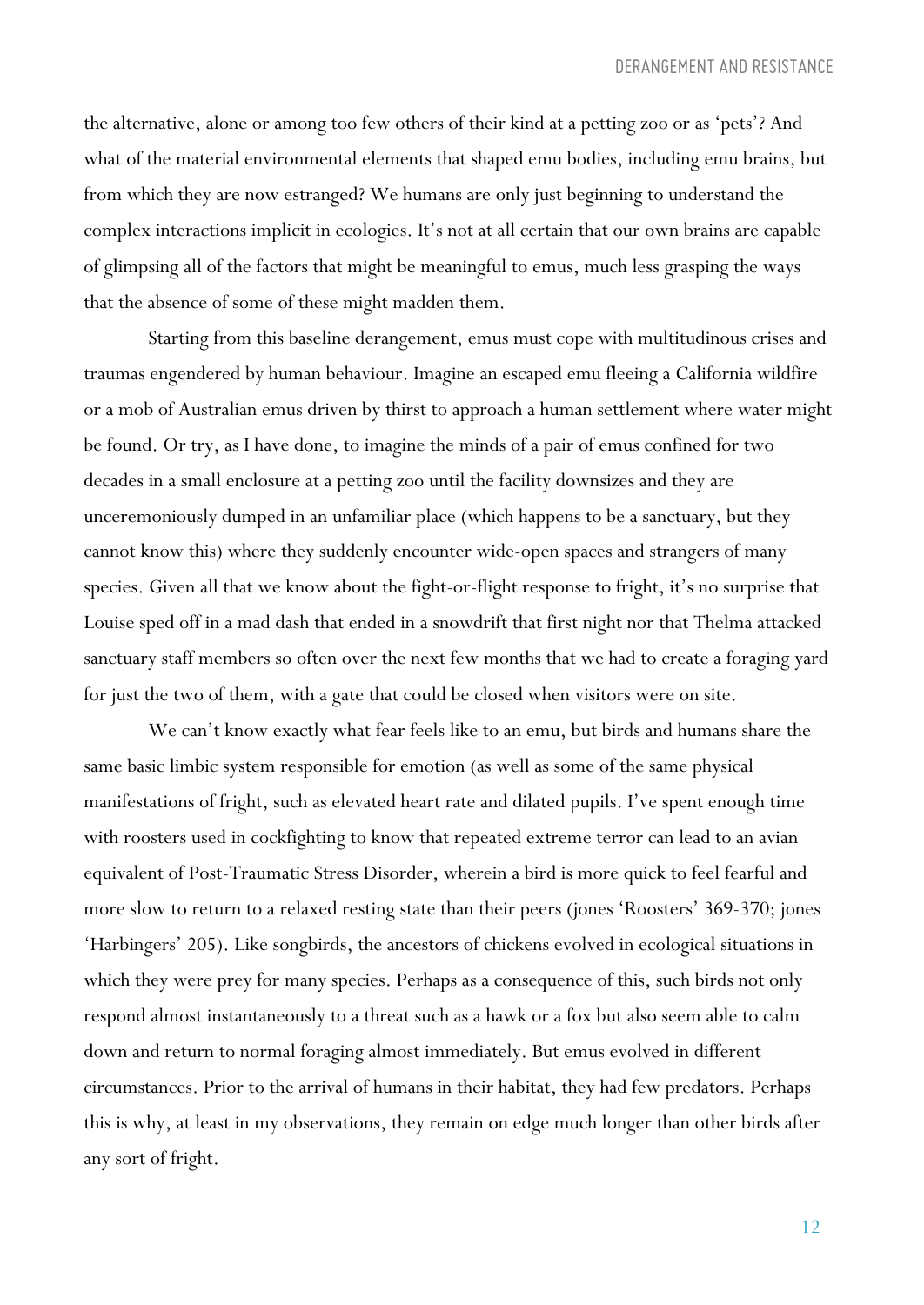the alternative, alone or among too few others of their kind at a petting zoo or as 'pets'? And what of the material environmental elements that shaped emu bodies, including emu brains, but from which they are now estranged? We humans are only just beginning to understand the complex interactions implicit in ecologies. It's not at all certain that our own brains are capable of glimpsing all of the factors that might be meaningful to emus, much less grasping the ways that the absence of some of these might madden them.

Starting from this baseline derangement, emus must cope with multitudinous crises and traumas engendered by human behaviour. Imagine an escaped emu fleeing a California wildfire or a mob of Australian emus driven by thirst to approach a human settlement where water might be found. Or try, as I have done, to imagine the minds of a pair of emus confined for two decades in a small enclosure at a petting zoo until the facility downsizes and they are unceremoniously dumped in an unfamiliar place (which happens to be a sanctuary, but they cannot know this) where they suddenly encounter wide-open spaces and strangers of many species. Given all that we know about the fight-or-flight response to fright, it's no surprise that Louise sped off in a mad dash that ended in a snowdrift that first night nor that Thelma attacked sanctuary staff members so often over the next few months that we had to create a foraging yard for just the two of them, with a gate that could be closed when visitors were on site.

We can't know exactly what fear feels like to an emu, but birds and humans share the same basic limbic system responsible for emotion (as well as some of the same physical manifestations of fright, such as elevated heart rate and dilated pupils. I've spent enough time with roosters used in cockfighting to know that repeated extreme terror can lead to an avian equivalent of Post-Traumatic Stress Disorder, wherein a bird is more quick to feel fearful and more slow to return to a relaxed resting state than their peers (jones 'Roosters' 369-370; jones 'Harbingers' 205). Like songbirds, the ancestors of chickens evolved in ecological situations in which they were prey for many species. Perhaps as a consequence of this, such birds not only respond almost instantaneously to a threat such as a hawk or a fox but also seem able to calm down and return to normal foraging almost immediately. But emus evolved in different circumstances. Prior to the arrival of humans in their habitat, they had few predators. Perhaps this is why, at least in my observations, they remain on edge much longer than other birds after any sort of fright.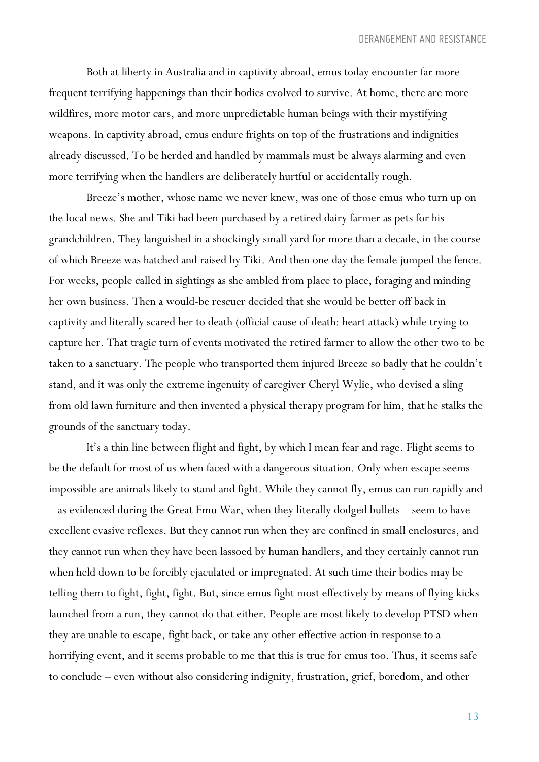Both at liberty in Australia and in captivity abroad, emus today encounter far more frequent terrifying happenings than their bodies evolved to survive. At home, there are more wildfires, more motor cars, and more unpredictable human beings with their mystifying weapons. In captivity abroad, emus endure frights on top of the frustrations and indignities already discussed. To be herded and handled by mammals must be always alarming and even more terrifying when the handlers are deliberately hurtful or accidentally rough.

Breeze's mother, whose name we never knew, was one of those emus who turn up on the local news. She and Tiki had been purchased by a retired dairy farmer as pets for his grandchildren. They languished in a shockingly small yard for more than a decade, in the course of which Breeze was hatched and raised by Tiki. And then one day the female jumped the fence. For weeks, people called in sightings as she ambled from place to place, foraging and minding her own business. Then a would-be rescuer decided that she would be better off back in captivity and literally scared her to death (official cause of death: heart attack) while trying to capture her. That tragic turn of events motivated the retired farmer to allow the other two to be taken to a sanctuary. The people who transported them injured Breeze so badly that he couldn't stand, and it was only the extreme ingenuity of caregiver Cheryl Wylie, who devised a sling from old lawn furniture and then invented a physical therapy program for him, that he stalks the grounds of the sanctuary today.

It's a thin line between flight and fight, by which I mean fear and rage. Flight seems to be the default for most of us when faced with a dangerous situation. Only when escape seems impossible are animals likely to stand and fight. While they cannot fly, emus can run rapidly and – as evidenced during the Great Emu War, when they literally dodged bullets – seem to have excellent evasive reflexes. But they cannot run when they are confined in small enclosures, and they cannot run when they have been lassoed by human handlers, and they certainly cannot run when held down to be forcibly ejaculated or impregnated. At such time their bodies may be telling them to fight, fight, fight. But, since emus fight most effectively by means of flying kicks launched from a run, they cannot do that either. People are most likely to develop PTSD when they are unable to escape, fight back, or take any other effective action in response to a horrifying event, and it seems probable to me that this is true for emus too. Thus, it seems safe to conclude – even without also considering indignity, frustration, grief, boredom, and other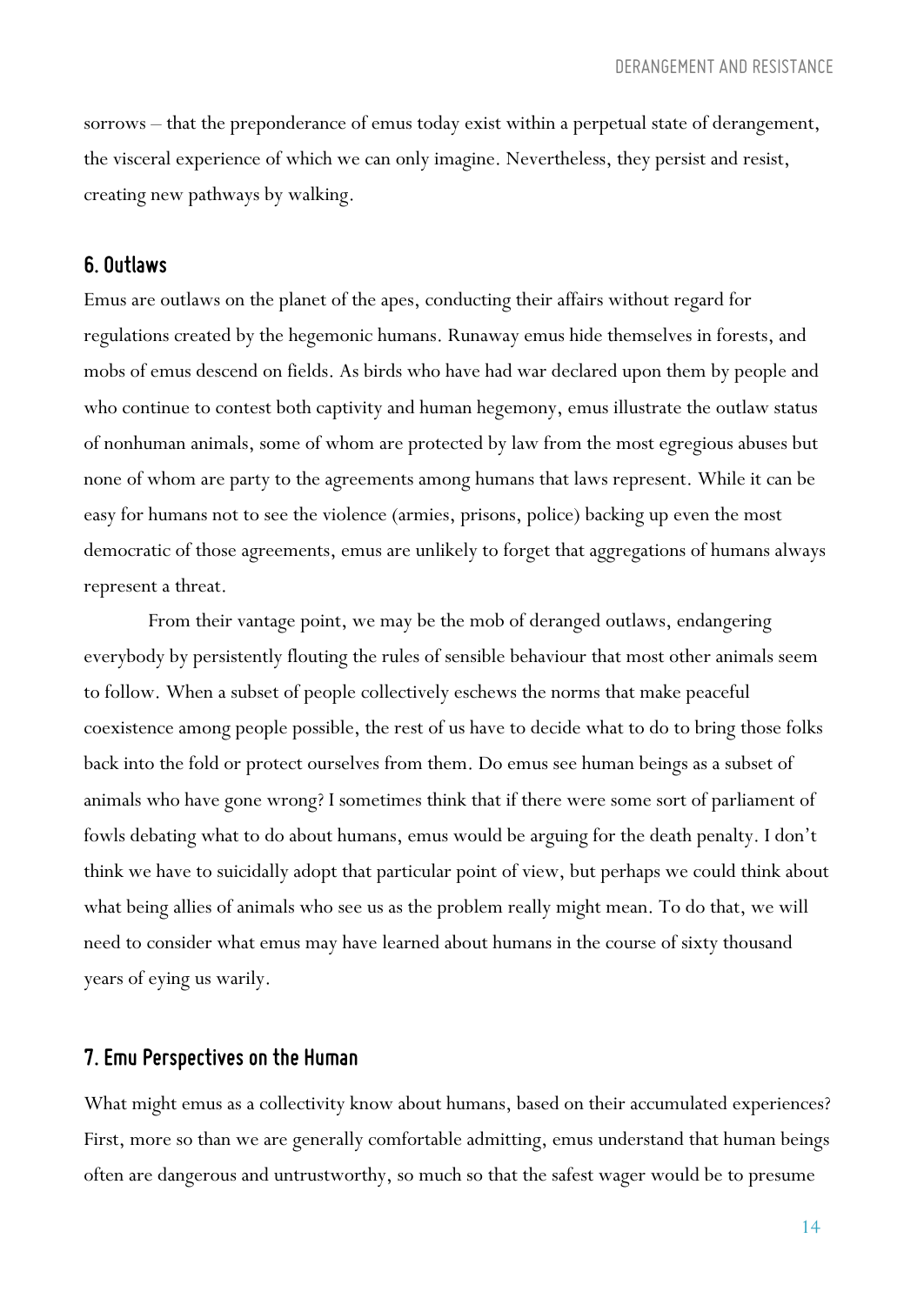sorrows – that the preponderance of emus today exist within a perpetual state of derangement, the visceral experience of which we can only imagine. Nevertheless, they persist and resist, creating new pathways by walking.

## 6. Outlaws

Emus are outlaws on the planet of the apes, conducting their affairs without regard for regulations created by the hegemonic humans. Runaway emus hide themselves in forests, and mobs of emus descend on fields. As birds who have had war declared upon them by people and who continue to contest both captivity and human hegemony, emus illustrate the outlaw status of nonhuman animals, some of whom are protected by law from the most egregious abuses but none of whom are party to the agreements among humans that laws represent. While it can be easy for humans not to see the violence (armies, prisons, police) backing up even the most democratic of those agreements, emus are unlikely to forget that aggregations of humans always represent a threat.

From their vantage point, we may be the mob of deranged outlaws, endangering everybody by persistently flouting the rules of sensible behaviour that most other animals seem to follow. When a subset of people collectively eschews the norms that make peaceful coexistence among people possible, the rest of us have to decide what to do to bring those folks back into the fold or protect ourselves from them. Do emus see human beings as a subset of animals who have gone wrong? I sometimes think that if there were some sort of parliament of fowls debating what to do about humans, emus would be arguing for the death penalty. I don't think we have to suicidally adopt that particular point of view, but perhaps we could think about what being allies of animals who see us as the problem really might mean. To do that, we will need to consider what emus may have learned about humans in the course of sixty thousand years of eying us warily.

## 7. Emu Perspectives on the Human

What might emus as a collectivity know about humans, based on their accumulated experiences? First, more so than we are generally comfortable admitting, emus understand that human beings often are dangerous and untrustworthy, so much so that the safest wager would be to presume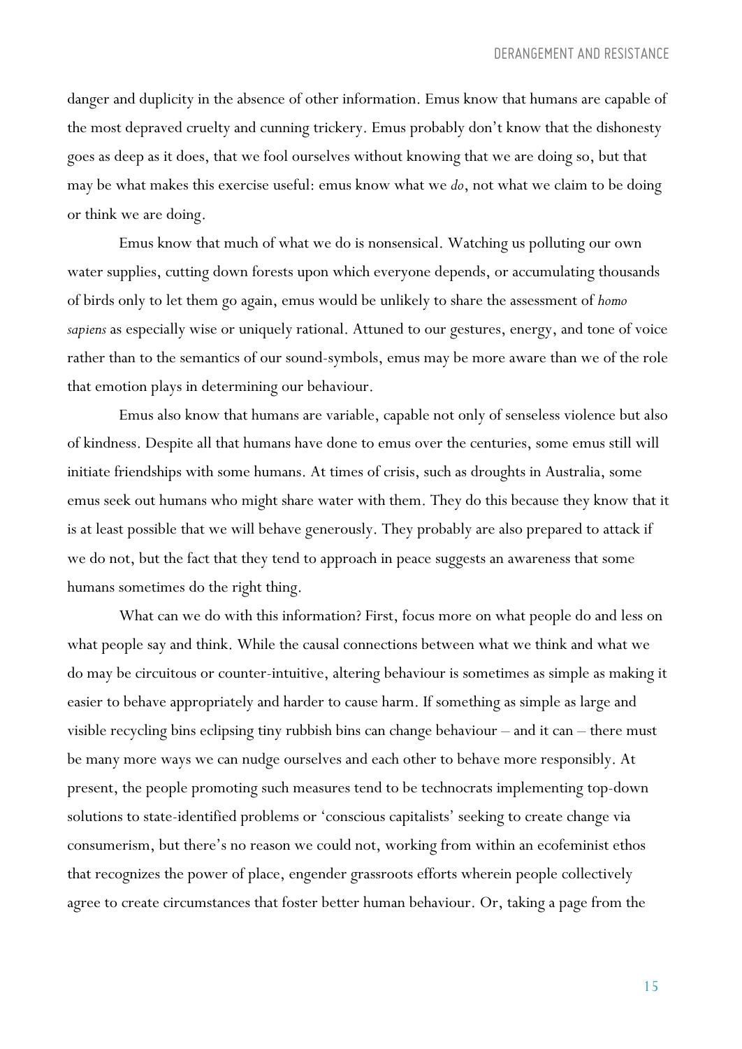danger and duplicity in the absence of other information. Emus know that humans are capable of the most depraved cruelty and cunning trickery. Emus probably don't know that the dishonesty goes as deep as it does, that we fool ourselves without knowing that we are doing so, but that may be what makes this exercise useful: emus know what we *do*, not what we claim to be doing or think we are doing.

Emus know that much of what we do is nonsensical. Watching us polluting our own water supplies, cutting down forests upon which everyone depends, or accumulating thousands of birds only to let them go again, emus would be unlikely to share the assessment of *homo sapiens* as especially wise or uniquely rational. Attuned to our gestures, energy, and tone of voice rather than to the semantics of our sound-symbols, emus may be more aware than we of the role that emotion plays in determining our behaviour.

Emus also know that humans are variable, capable not only of senseless violence but also of kindness. Despite all that humans have done to emus over the centuries, some emus still will initiate friendships with some humans. At times of crisis, such as droughts in Australia, some emus seek out humans who might share water with them. They do this because they know that it is at least possible that we will behave generously. They probably are also prepared to attack if we do not, but the fact that they tend to approach in peace suggests an awareness that some humans sometimes do the right thing.

What can we do with this information? First, focus more on what people do and less on what people say and think. While the causal connections between what we think and what we do may be circuitous or counter-intuitive, altering behaviour is sometimes as simple as making it easier to behave appropriately and harder to cause harm. If something as simple as large and visible recycling bins eclipsing tiny rubbish bins can change behaviour – and it can – there must be many more ways we can nudge ourselves and each other to behave more responsibly. At present, the people promoting such measures tend to be technocrats implementing top-down solutions to state-identified problems or 'conscious capitalists' seeking to create change via consumerism, but there's no reason we could not, working from within an ecofeminist ethos that recognizes the power of place, engender grassroots efforts wherein people collectively agree to create circumstances that foster better human behaviour. Or, taking a page from the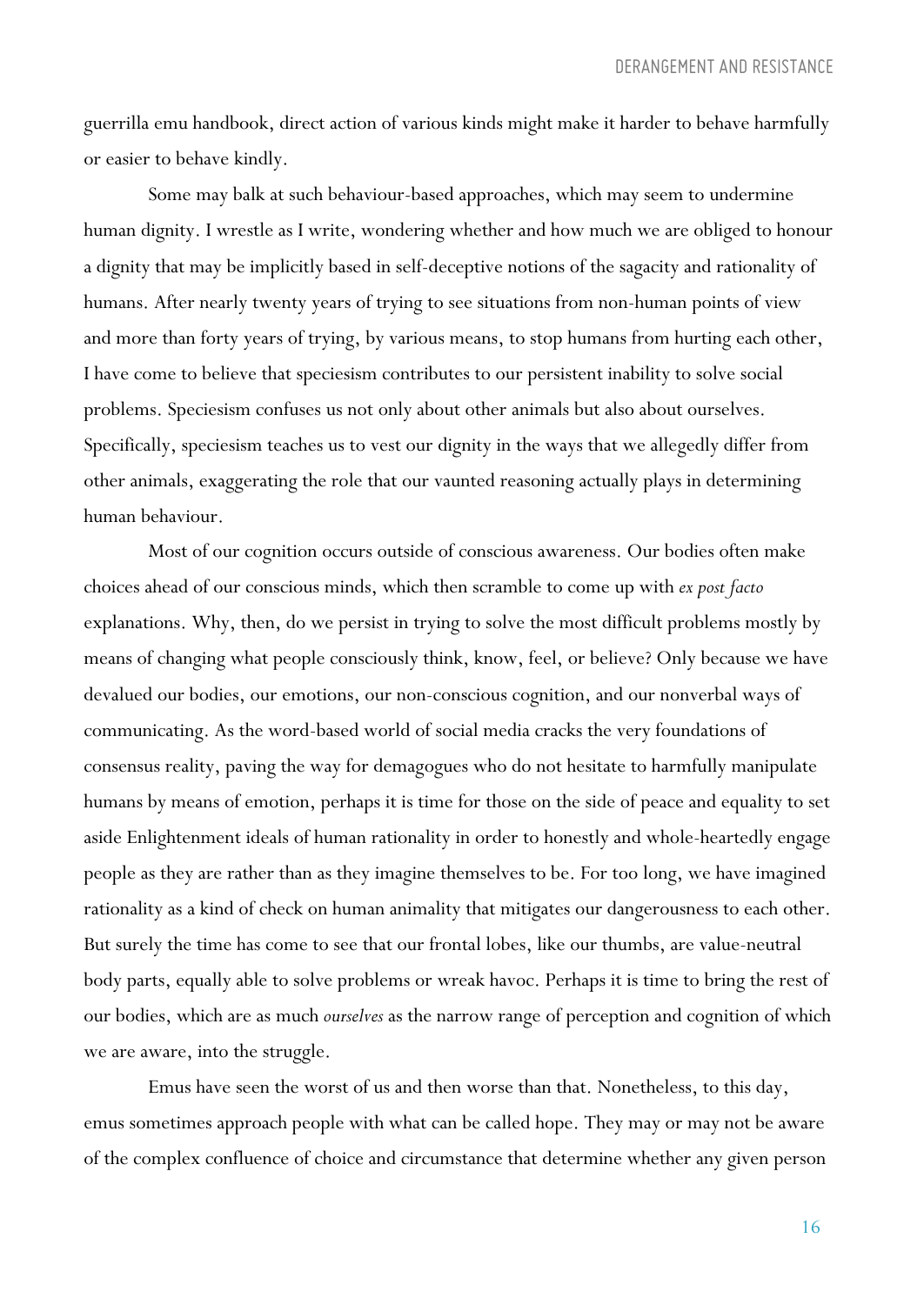guerrilla emu handbook, direct action of various kinds might make it harder to behave harmfully or easier to behave kindly.

Some may balk at such behaviour-based approaches, which may seem to undermine human dignity. I wrestle as I write, wondering whether and how much we are obliged to honour a dignity that may be implicitly based in self-deceptive notions of the sagacity and rationality of humans. After nearly twenty years of trying to see situations from non-human points of view and more than forty years of trying, by various means, to stop humans from hurting each other, I have come to believe that speciesism contributes to our persistent inability to solve social problems. Speciesism confuses us not only about other animals but also about ourselves. Specifically, speciesism teaches us to vest our dignity in the ways that we allegedly differ from other animals, exaggerating the role that our vaunted reasoning actually plays in determining human behaviour.

Most of our cognition occurs outside of conscious awareness. Our bodies often make choices ahead of our conscious minds, which then scramble to come up with *ex post facto* explanations. Why, then, do we persist in trying to solve the most difficult problems mostly by means of changing what people consciously think, know, feel, or believe? Only because we have devalued our bodies, our emotions, our non-conscious cognition, and our nonverbal ways of communicating. As the word-based world of social media cracks the very foundations of consensus reality, paving the way for demagogues who do not hesitate to harmfully manipulate humans by means of emotion, perhaps it is time for those on the side of peace and equality to set aside Enlightenment ideals of human rationality in order to honestly and whole-heartedly engage people as they are rather than as they imagine themselves to be. For too long, we have imagined rationality as a kind of check on human animality that mitigates our dangerousness to each other. But surely the time has come to see that our frontal lobes, like our thumbs, are value-neutral body parts, equally able to solve problems or wreak havoc. Perhaps it is time to bring the rest of our bodies, which are as much *ourselves* as the narrow range of perception and cognition of which we are aware, into the struggle.

Emus have seen the worst of us and then worse than that. Nonetheless, to this day, emus sometimes approach people with what can be called hope. They may or may not be aware of the complex confluence of choice and circumstance that determine whether any given person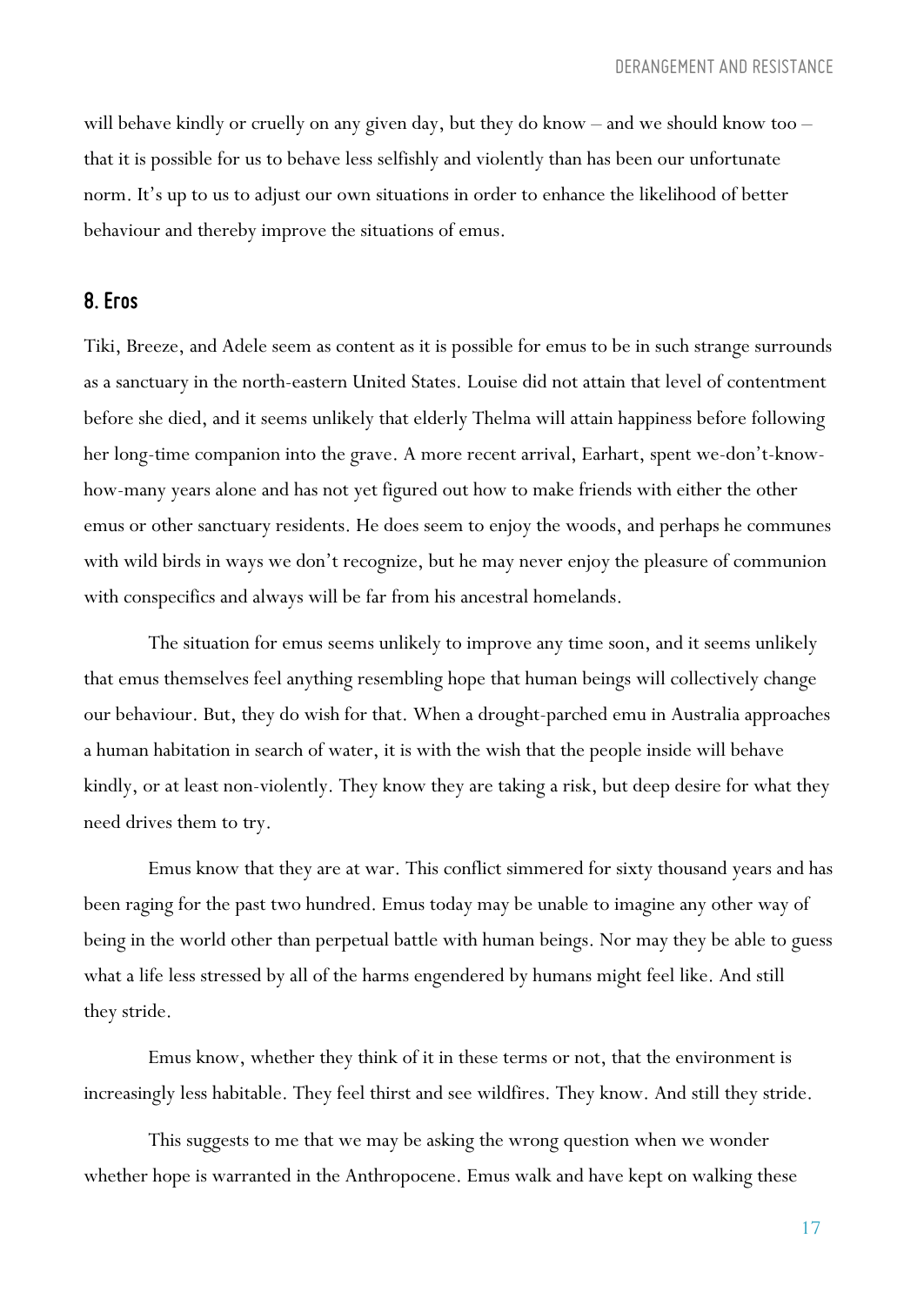will behave kindly or cruelly on any given day, but they do know – and we should know too – that it is possible for us to behave less selfishly and violently than has been our unfortunate norm. It's up to us to adjust our own situations in order to enhance the likelihood of better behaviour and thereby improve the situations of emus.

## 8. Eros

Tiki, Breeze, and Adele seem as content as it is possible for emus to be in such strange surrounds as a sanctuary in the north-eastern United States. Louise did not attain that level of contentment before she died, and it seems unlikely that elderly Thelma will attain happiness before following her long-time companion into the grave. A more recent arrival, Earhart, spent we-don't-know-how-many years alone and has not yet figured out how to make friends with either the other emus or other sanctuary residents. He does seem to enjoy the woods, and perhaps he communes with wild birds in ways we don't recognize, but he may never enjoy the pleasure of communion with conspecifics and always will be far from his ancestral homelands.

The situation for emus seems unlikely to improve any time soon, and it seems unlikely that emus themselves feel anything resembling hope that human beings will collectively change our behaviour. But, they do wish for that. When a drought-parched emu in Australia approaches a human habitation in search of water, it is with the wish that the people inside will behave kindly, or at least non-violently. They know they are taking a risk, but deep desire for what they need drives them to try.

Emus know that they are at war. This conflict simmered for sixty thousand years and has been raging for the past two hundred. Emus today may be unable to imagine any other way of being in the world other than perpetual battle with human beings. Nor may they be able to guess what a life less stressed by all of the harms engendered by humans might feel like. And still they stride.

Emus know, whether they think of it in these terms or not, that the environment is increasingly less habitable. They feel thirst and see wildfires. They know. And still they stride.

This suggests to me that we may be asking the wrong question when we wonder whether hope is warranted in the Anthropocene. Emus walk and have kept on walking these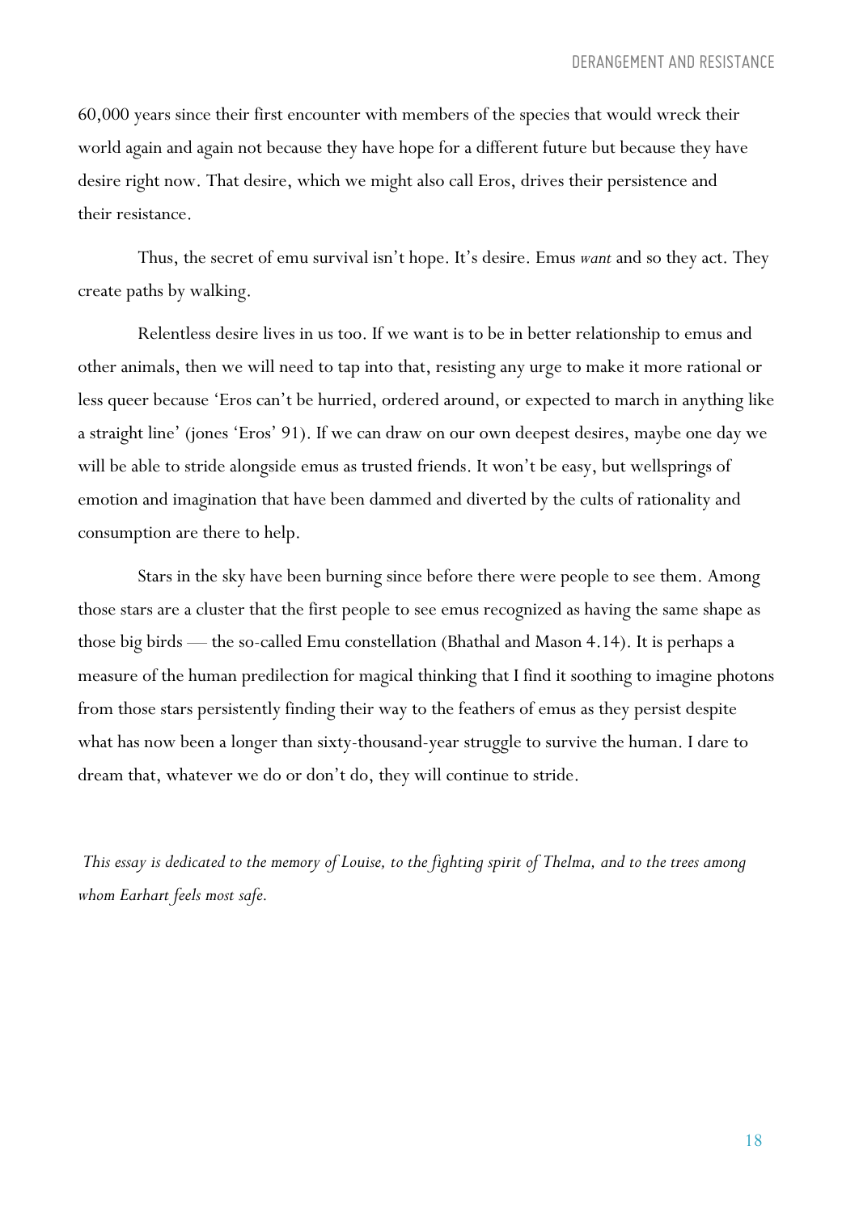60,000 years since their first encounter with members of the species that would wreck their world again and again not because they have hope for a different future but because they have desire right now. That desire, which we might also call Eros, drives their persistence and their resistance.

Thus, the secret of emu survival isn't hope. It's desire. Emus *want* and so they act. They create paths by walking.

Relentless desire lives in us too. If we want is to be in better relationship to emus and other animals, then we will need to tap into that, resisting any urge to make it more rational or less queer because 'Eros can't be hurried, ordered around, or expected to march in anything like a straight line' (jones 'Eros' 91). If we can draw on our own deepest desires, maybe one day we will be able to stride alongside emus as trusted friends. It won't be easy, but wellsprings of emotion and imagination that have been dammed and diverted by the cults of rationality and consumption are there to help.

Stars in the sky have been burning since before there were people to see them. Among those stars are a cluster that the first people to see emus recognized as having the same shape as those big birds — the so-called Emu constellation (Bhathal and Mason 4.14). It is perhaps a measure of the human predilection for magical thinking that I find it soothing to imagine photons from those stars persistently finding their way to the feathers of emus as they persist despite what has now been a longer than sixty-thousand-year struggle to survive the human. I dare to dream that, whatever we do or don't do, they will continue to stride.

*This essay is dedicated to the memory of Louise, to the fighting spirit of Thelma, and to the trees among whom Earhart feels most safe.*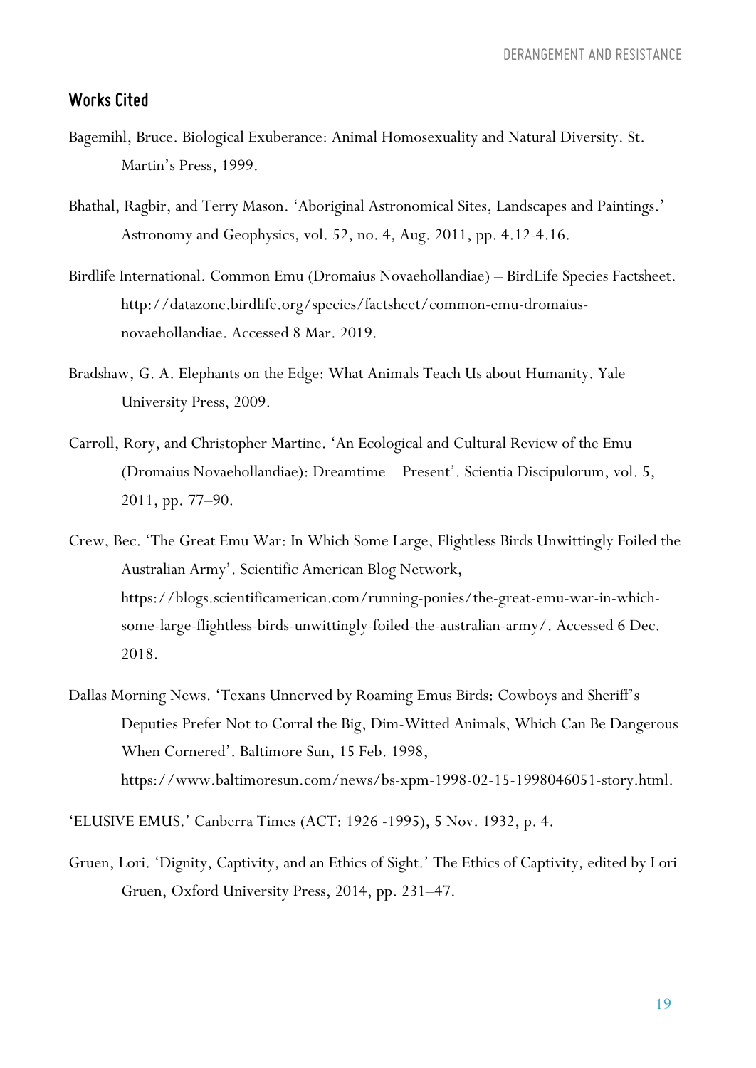## Works Cited

Bagemihl, Bruce. Biological Exuberance: Animal Homosexuality and Natural Diversity. St. Martin's Press, 1999.

Bhathal, Ragbir, and Terry Mason. 'Aboriginal Astronomical Sites, Landscapes and Paintings.' Astronomy and Geophysics, vol. 52, no. 4, Aug. 2011, pp. 4.12-4.16.

Birdlife International. Common Emu (Dromaius Novaehollandiae) – BirdLife Species Factsheet. http://datazone.birdlife.org/species/factsheet/common-emu-dromaius-novaehollandiae. Accessed 8 Mar. 2019.

Bradshaw, G. A. Elephants on the Edge: What Animals Teach Us about Humanity. Yale University Press, 2009.

Carroll, Rory, and Christopher Martine. 'An Ecological and Cultural Review of the Emu (Dromaius Novaehollandiae): Dreamtime – Present'. Scientia Discipulorum, vol. 5, 2011, pp. 77–90.

Crew, Bec. 'The Great Emu War: In Which Some Large, Flightless Birds Unwittingly Foiled the Australian Army'. Scientific American Blog Network, https://blogs.scientificamerican.com/running-ponies/the-great-emu-war-in-which-some-large-flightless-birds-unwittingly-foiled-the-australian-army/. Accessed 6 Dec. 2018.

Dallas Morning News. 'Texans Unnerved by Roaming Emus Birds: Cowboys and Sheriff's Deputies Prefer Not to Corral the Big, Dim-Witted Animals, Which Can Be Dangerous When Cornered'. Baltimore Sun, 15 Feb. 1998, https://www.baltimoresun.com/news/bs-xpm-1998-02-15-1998046051-story.html.

'ELUSIVE EMUS.' Canberra Times (ACT: 1926 -1995), 5 Nov. 1932, p. 4.

Gruen, Lori. 'Dignity, Captivity, and an Ethics of Sight.' The Ethics of Captivity, edited by Lori Gruen, Oxford University Press, 2014, pp. 231–47.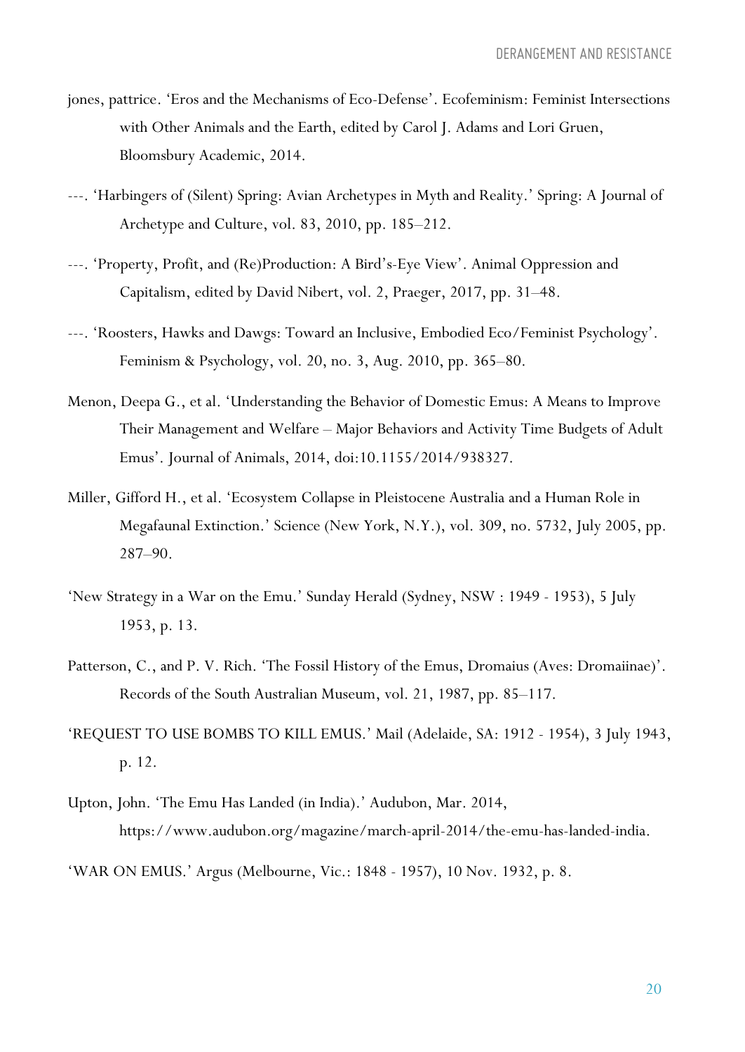jones, pattrice. 'Eros and the Mechanisms of Eco-Defense'. Ecofeminism: Feminist Intersections with Other Animals and the Earth, edited by Carol J. Adams and Lori Gruen, Bloomsbury Academic, 2014.

---. 'Harbingers of (Silent) Spring: Avian Archetypes in Myth and Reality.' Spring: A Journal of Archetype and Culture, vol. 83, 2010, pp. 185–212.

---. 'Property, Profit, and (Re)Production: A Bird's-Eye View'. Animal Oppression and Capitalism, edited by David Nibert, vol. 2, Praeger, 2017, pp. 31–48.

---. 'Roosters, Hawks and Dawgs: Toward an Inclusive, Embodied Eco/Feminist Psychology'. Feminism & Psychology, vol. 20, no. 3, Aug. 2010, pp. 365–80.

Menon, Deepa G., et al. 'Understanding the Behavior of Domestic Emus: A Means to Improve Their Management and Welfare – Major Behaviors and Activity Time Budgets of Adult Emus'. Journal of Animals, 2014, doi:10.1155/2014/938327.

Miller, Gifford H., et al. 'Ecosystem Collapse in Pleistocene Australia and a Human Role in Megafaunal Extinction.' Science (New York, N.Y.), vol. 309, no. 5732, July 2005, pp. 287–90.

'New Strategy in a War on the Emu.' Sunday Herald (Sydney, NSW : 1949 - 1953), 5 July 1953, p. 13.

Patterson, C., and P. V. Rich. 'The Fossil History of the Emus, Dromaius (Aves: Dromaiinae)'. Records of the South Australian Museum, vol. 21, 1987, pp. 85–117.

'REQUEST TO USE BOMBS TO KILL EMUS.' Mail (Adelaide, SA: 1912 - 1954), 3 July 1943, p. 12.

Upton, John. 'The Emu Has Landed (in India).' Audubon, Mar. 2014, https://www.audubon.org/magazine/march-april-2014/the-emu-has-landed-india.

'WAR ON EMUS.' Argus (Melbourne, Vic.: 1848 - 1957), 10 Nov. 1932, p. 8.